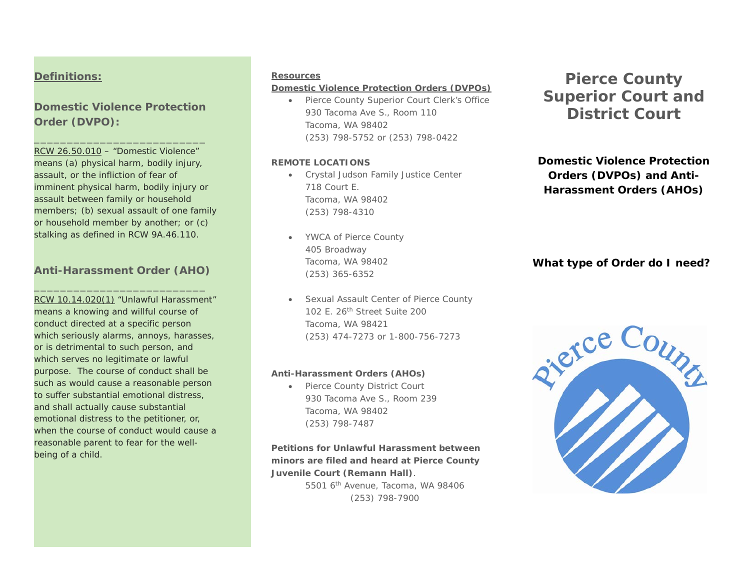## Definitions:

### Domestic Violence Protection Order (DVPO):

RCW 26.50.010 – "Domestic Violence" means (a) physical harm, bodily injury, assault, or the infliction of fear of imminent physical harm, bodily injury or assault between family or household members; (b) sexual assault of one family or household member by another; or (c) stalking as defined in RCW 9A.46.110.

### Anti-Harassment Order (AHO)

RCW 10.14.020(1) "Unlawful Harassment" means a knowing and willful course of conduct directed at a specific person which seriously alarms, annoys, harasses, or is detrimental to such person, and which serves no legitimate or lawful purpose. The course of conduct shall be such as would cause a reasonable person to suffer substantial emotional distress, and shall actually cause substantial emotional distress to the petitioner, or, when the course of conduct would cause a reasonable parent to fear for the well-being of a child.

## Resources

**Domestic Violence Protection Orders (DVPOs)**

- Pierce County Superior Court Clerk's Office
  930 Tacoma Ave S., Room 110
  Tacoma, WA 98402
  (253) 798-5752 or (253) 798-0422

**REMOTE LOCATIONS**

- Crystal Judson Family Justice Center
  718 Court E.
  Tacoma, WA 98402
  (253) 798-4310
- YWCA of Pierce County
  405 Broadway
  Tacoma, WA 98402
  (253) 365-6352
- Sexual Assault Center of Pierce County
  102 E. 26th Street Suite 200
  Tacoma, WA 98421
  (253) 474-7273 or 1-800-756-7273

**Anti-Harassment Orders (AHOs)**

- Pierce County District Court
  930 Tacoma Ave S., Room 239
  Tacoma, WA 98402
  (253) 798-7487

**Petitions for Unlawful Harassment between minors are filed and heard at Pierce County Juvenile Court (Remann Hall)**.
5501 6th Avenue, Tacoma, WA 98406
(253) 798-7900

# Pierce County Superior Court and District Court

**Domestic Violence Protection Orders (DVPOs) and Anti-Harassment Orders (AHOs)**

**What type of Order do I need?**

Pierce County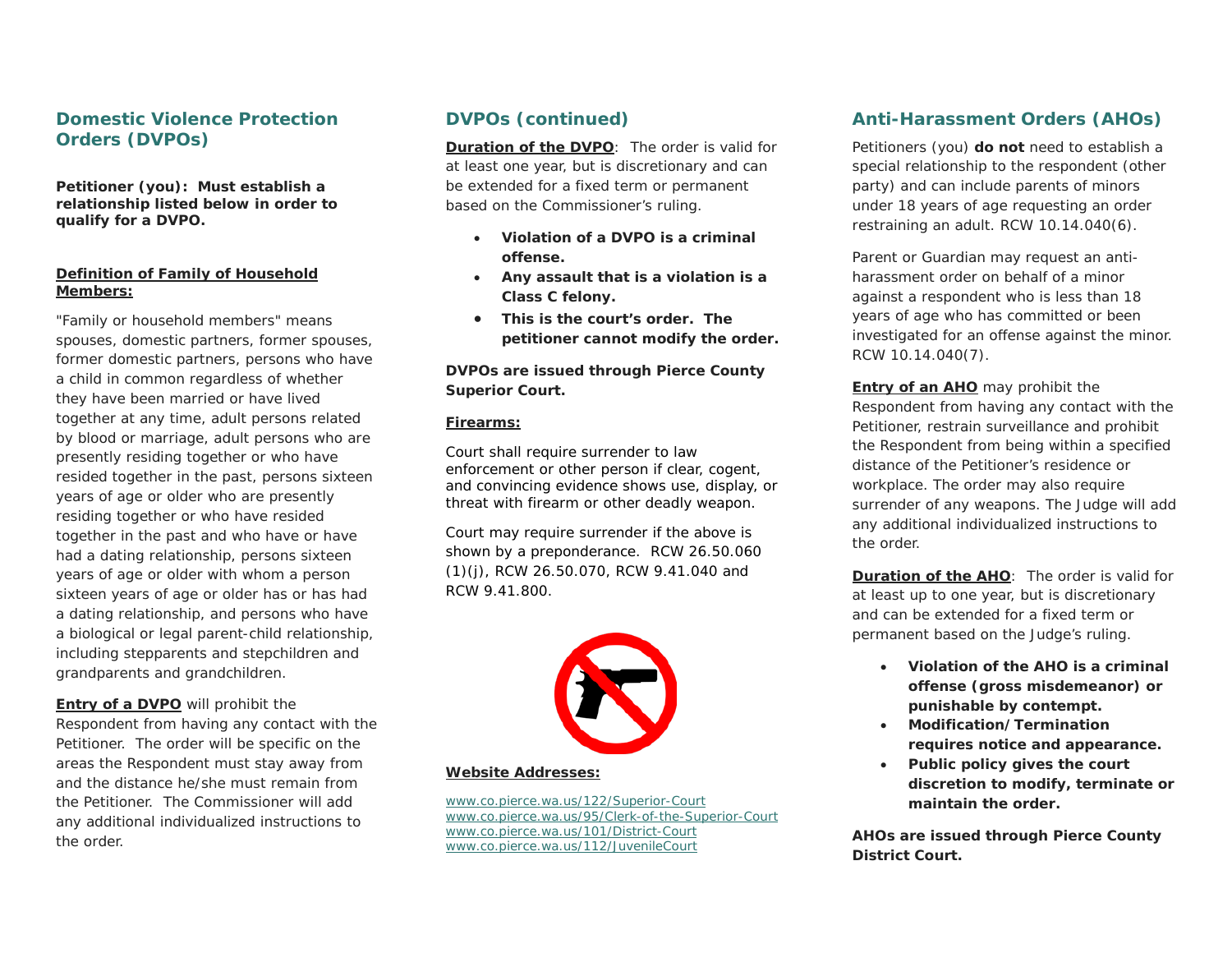## Domestic Violence Protection Orders (DVPOs)

**Petitioner (you): Must establish a relationship listed below in order to qualify for a DVPO.**

**Definition of Family of Household Members:**

"Family or household members" means spouses, domestic partners, former spouses, former domestic partners, persons who have a child in common regardless of whether they have been married or have lived together at any time, adult persons related by blood or marriage, adult persons who are presently residing together or who have resided together in the past, persons sixteen years of age or older who are presently residing together or who have resided together in the past and who have or have had a dating relationship, persons sixteen years of age or older with whom a person sixteen years of age or older has or has had a dating relationship, and persons who have a biological or legal parent-child relationship, including stepparents and stepchildren and grandparents and grandchildren.

**Entry of a DVPO** will prohibit the Respondent from having any contact with the Petitioner. The order will be specific on the areas the Respondent must stay away from and the distance he/she must remain from the Petitioner. The Commissioner will add any additional individualized instructions to the order.

## DVPOs (continued)

**Duration of the DVPO**: The order is valid for at least one year, but is discretionary and can be extended for a fixed term or permanent based on the Commissioner's ruling.

- **Violation of a DVPO is a criminal offense.**
- **Any assault that is a violation is a Class C felony.**
- **This is the court's order. The petitioner cannot modify the order.**

**DVPOs are issued through Pierce County Superior Court.**

**Firearms:**

Court shall require surrender to law enforcement or other person if clear, cogent, and convincing evidence shows use, display, or threat with firearm or other deadly weapon.

Court may require surrender if the above is shown by a preponderance. RCW 26.50.060 (1)(j), RCW 26.50.070, RCW 9.41.040 and RCW 9.41.800.

**Website Addresses:**

www.co.pierce.wa.us/122/Superior-Court
www.co.pierce.wa.us/95/Clerk-of-the-Superior-Court
www.co.pierce.wa.us/101/District-Court
www.co.pierce.wa.us/112/JuvenileCourt

## Anti-Harassment Orders (AHOs)

Petitioners (you) **do not** need to establish a special relationship to the respondent (other party) and can include parents of minors under 18 years of age requesting an order restraining an adult. RCW 10.14.040(6).

Parent or Guardian may request an anti-harassment order on behalf of a minor against a respondent who is less than 18 years of age who has committed or been investigated for an offense against the minor. RCW 10.14.040(7).

**Entry of an AHO** may prohibit the Respondent from having any contact with the Petitioner, restrain surveillance and prohibit the Respondent from being within a specified distance of the Petitioner's residence or workplace. The order may also require surrender of any weapons. The Judge will add any additional individualized instructions to the order.

**Duration of the AHO**: The order is valid for at least up to one year, but is discretionary and can be extended for a fixed term or permanent based on the Judge's ruling.

- **Violation of the AHO is a criminal offense (gross misdemeanor) or punishable by contempt.**
- **Modification/Termination requires notice and appearance.**
- **Public policy gives the court discretion to modify, terminate or maintain the order.**

**AHOs are issued through Pierce County District Court.**